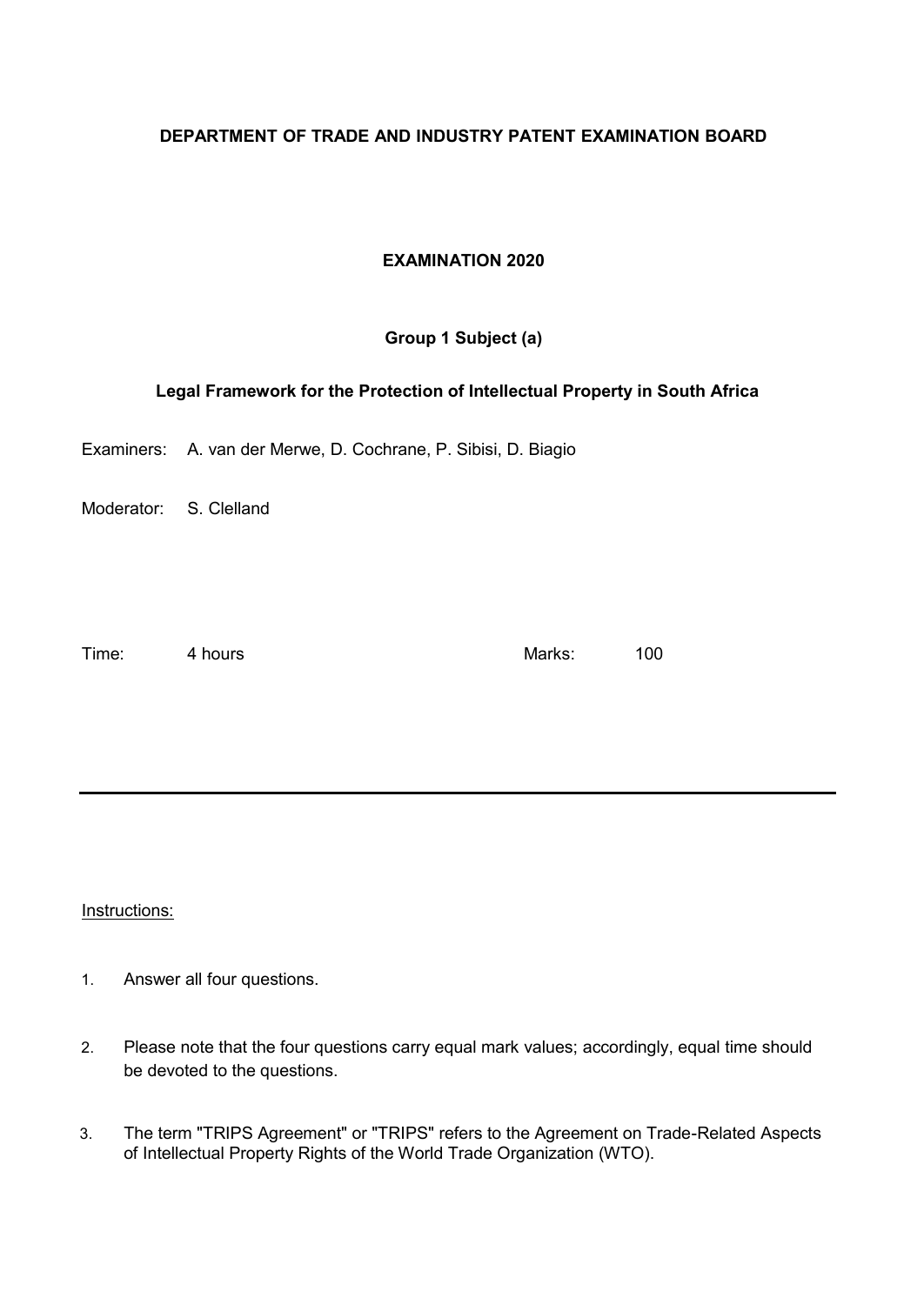**DEPARTMENT OF TRADE AND INDUSTRY PATENT EXAMINATION BOARD**

**EXAMINATION 2020**

**Group 1 Subject (a)**

**Legal Framework for the Protection of Intellectual Property in South Africa**

Examiners: A. van der Merwe, D. Cochrane, P. Sibisi, D. Biagio

Moderator: S. Clelland

Time: 4 hours

Marks: 100

---

Instructions:

1. Answer all four questions.
2. Please note that the four questions carry equal mark values; accordingly, equal time should be devoted to the questions.
3. The term "TRIPS Agreement" or "TRIPS" refers to the Agreement on Trade-Related Aspects of Intellectual Property Rights of the World Trade Organization (WTO).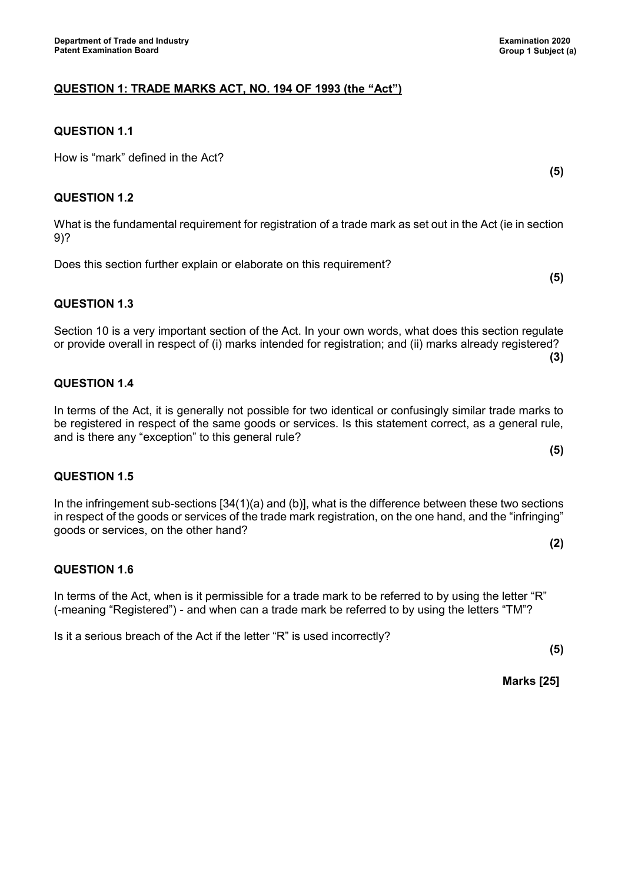## QUESTION 1: TRADE MARKS ACT, NO. 194 OF 1993 (the "Act")

### QUESTION 1.1

How is "mark" defined in the Act?

**(5)**

### QUESTION 1.2

What is the fundamental requirement for registration of a trade mark as set out in the Act (ie in section 9)?

Does this section further explain or elaborate on this requirement?

**(5)**

### QUESTION 1.3

Section 10 is a very important section of the Act. In your own words, what does this section regulate or provide overall in respect of (i) marks intended for registration; and (ii) marks already registered?

**(3)**

### QUESTION 1.4

In terms of the Act, it is generally not possible for two identical or confusingly similar trade marks to be registered in respect of the same goods or services. Is this statement correct, as a general rule, and is there any "exception" to this general rule?

**(5)**

### QUESTION 1.5

In the infringement sub-sections [34(1)(a) and (b)], what is the difference between these two sections in respect of the goods or services of the trade mark registration, on the one hand, and the "infringing" goods or services, on the other hand?

**(2)**

### QUESTION 1.6

In terms of the Act, when is it permissible for a trade mark to be referred to by using the letter "R" (-meaning "Registered") - and when can a trade mark be referred to by using the letters "TM"?

Is it a serious breach of the Act if the letter "R" is used incorrectly?

**(5)**

**Marks [25]**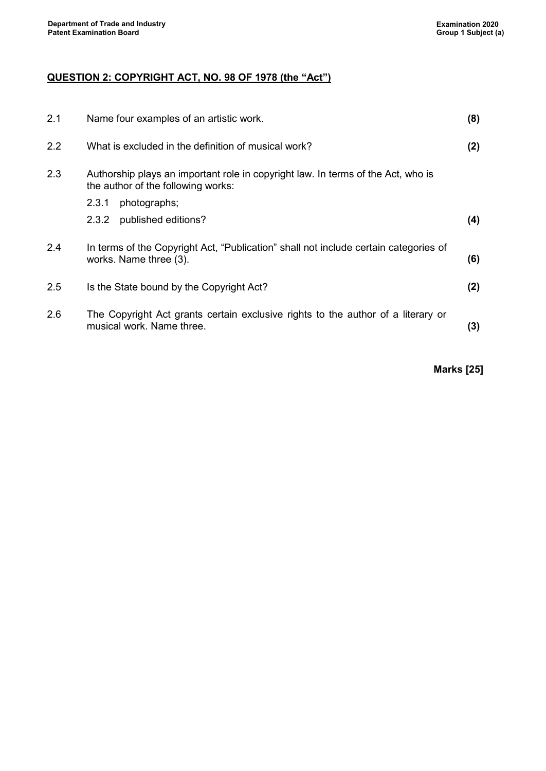## QUESTION 2: COPYRIGHT ACT, NO. 98 OF 1978 (the "Act")

| | | |
|---|---|---|
| 2.1 | Name four examples of an artistic work. | **(8)** |
| 2.2 | What is excluded in the definition of musical work? | **(2)** |
| 2.3 | Authorship plays an important role in copyright law. In terms of the Act, who is the author of the following works:<br>2.3.1 photographs;<br>2.3.2 published editions? | **(4)** |
| 2.4 | In terms of the Copyright Act, "Publication" shall not include certain categories of works. Name three (3). | **(6)** |
| 2.5 | Is the State bound by the Copyright Act? | **(2)** |
| 2.6 | The Copyright Act grants certain exclusive rights to the author of a literary or musical work. Name three. | **(3)** |

**Marks [25]**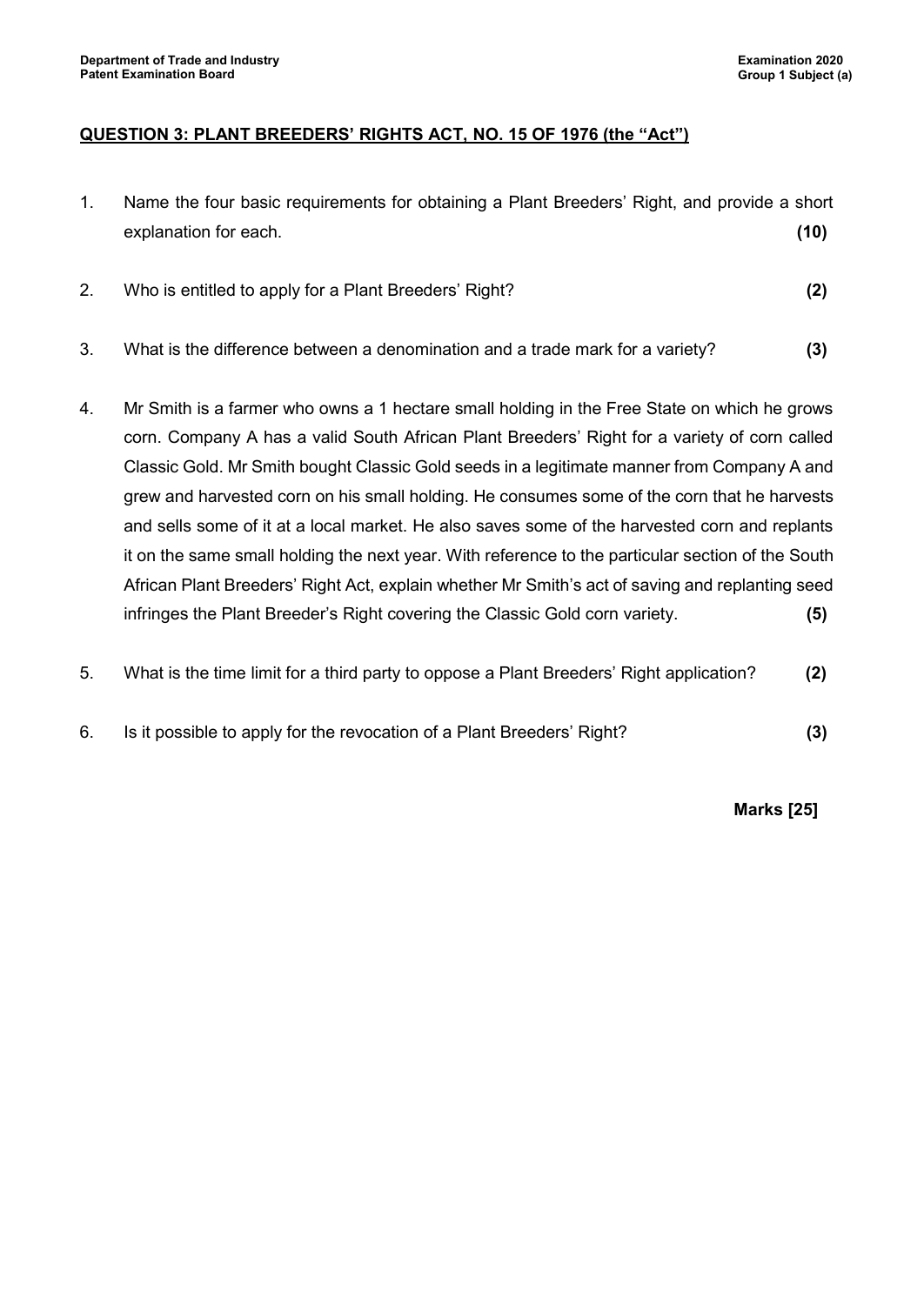## QUESTION 3: PLANT BREEDERS' RIGHTS ACT, NO. 15 OF 1976 (the "Act")

1. Name the four basic requirements for obtaining a Plant Breeders' Right, and provide a short explanation for each. **(10)**

2. Who is entitled to apply for a Plant Breeders' Right? **(2)**

3. What is the difference between a denomination and a trade mark for a variety? **(3)**

4. Mr Smith is a farmer who owns a 1 hectare small holding in the Free State on which he grows corn. Company A has a valid South African Plant Breeders' Right for a variety of corn called Classic Gold. Mr Smith bought Classic Gold seeds in a legitimate manner from Company A and grew and harvested corn on his small holding. He consumes some of the corn that he harvests and sells some of it at a local market. He also saves some of the harvested corn and replants it on the same small holding the next year. With reference to the particular section of the South African Plant Breeders' Right Act, explain whether Mr Smith's act of saving and replanting seed infringes the Plant Breeder's Right covering the Classic Gold corn variety. **(5)**

5. What is the time limit for a third party to oppose a Plant Breeders' Right application? **(2)**

6. Is it possible to apply for the revocation of a Plant Breeders' Right? **(3)**

**Marks [25]**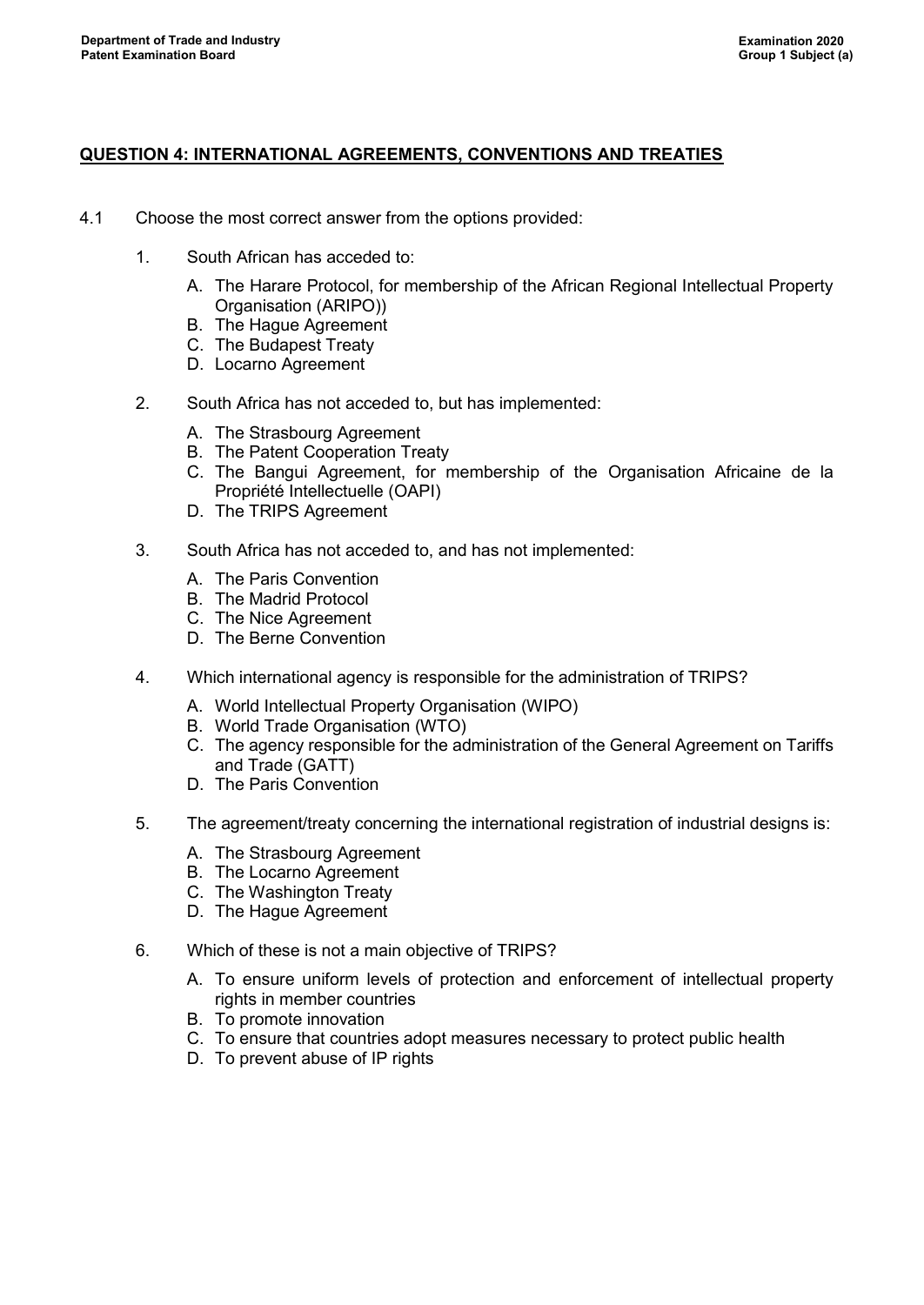## QUESTION 4: INTERNATIONAL AGREEMENTS, CONVENTIONS AND TREATIES

4.1 Choose the most correct answer from the options provided:

1. South African has acceded to:

   A. The Harare Protocol, for membership of the African Regional Intellectual Property Organisation (ARIPO))
   B. The Hague Agreement
   C. The Budapest Treaty
   D. Locarno Agreement

2. South Africa has not acceded to, but has implemented:

   A. The Strasbourg Agreement
   B. The Patent Cooperation Treaty
   C. The Bangui Agreement, for membership of the Organisation Africaine de la Propriété Intellectuelle (OAPI)
   D. The TRIPS Agreement

3. South Africa has not acceded to, and has not implemented:

   A. The Paris Convention
   B. The Madrid Protocol
   C. The Nice Agreement
   D. The Berne Convention

4. Which international agency is responsible for the administration of TRIPS?

   A. World Intellectual Property Organisation (WIPO)
   B. World Trade Organisation (WTO)
   C. The agency responsible for the administration of the General Agreement on Tariffs and Trade (GATT)
   D. The Paris Convention

5. The agreement/treaty concerning the international registration of industrial designs is:

   A. The Strasbourg Agreement
   B. The Locarno Agreement
   C. The Washington Treaty
   D. The Hague Agreement

6. Which of these is not a main objective of TRIPS?

   A. To ensure uniform levels of protection and enforcement of intellectual property rights in member countries
   B. To promote innovation
   C. To ensure that countries adopt measures necessary to protect public health
   D. To prevent abuse of IP rights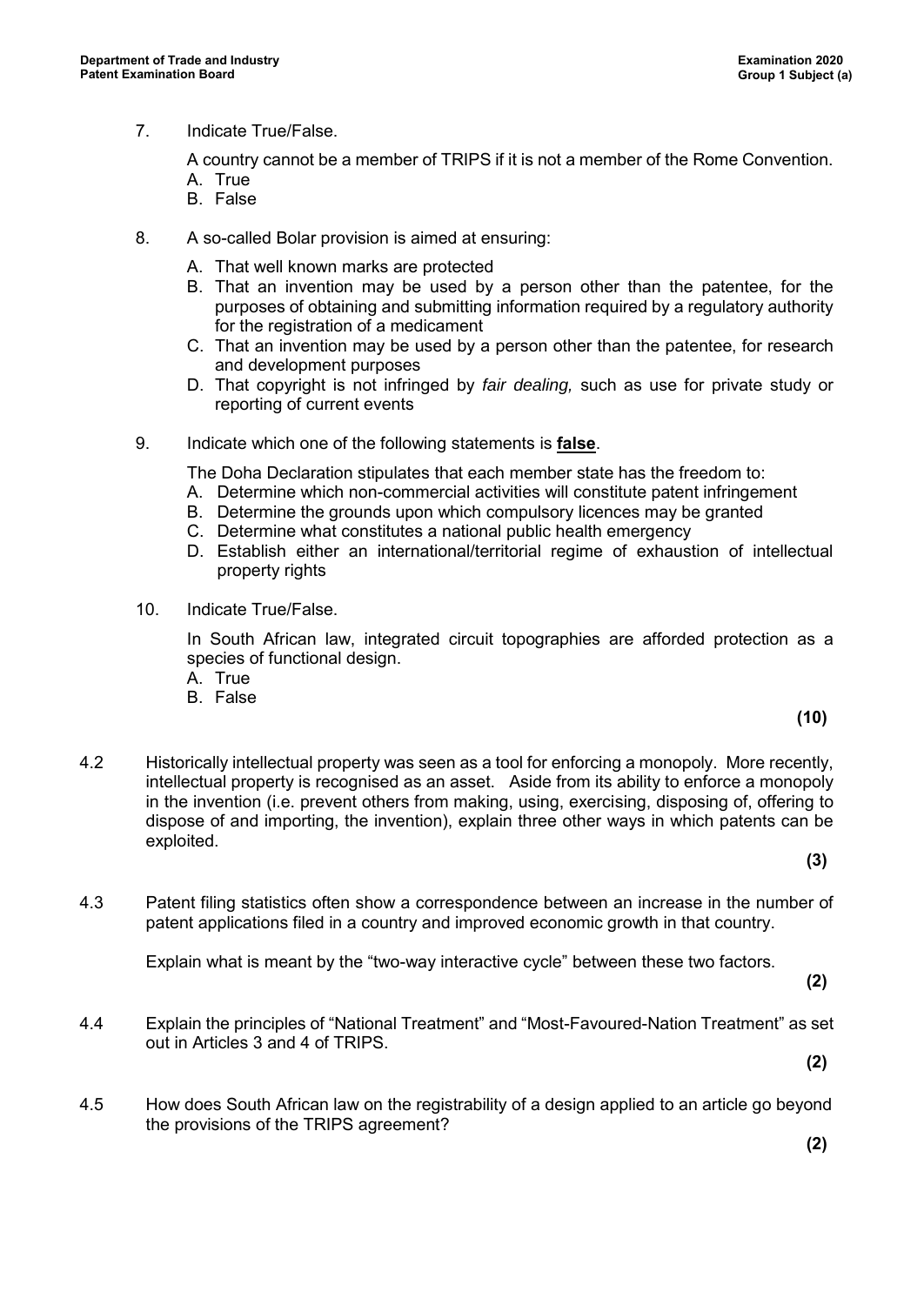7. Indicate True/False.

   A country cannot be a member of TRIPS if it is not a member of the Rome Convention.
   A. True
   B. False

8. A so-called Bolar provision is aimed at ensuring:

   A. That well known marks are protected
   B. That an invention may be used by a person other than the patentee, for the purposes of obtaining and submitting information required by a regulatory authority for the registration of a medicament
   C. That an invention may be used by a person other than the patentee, for research and development purposes
   D. That copyright is not infringed by *fair dealing,* such as use for private study or reporting of current events

9. Indicate which one of the following statements is **false**.

   The Doha Declaration stipulates that each member state has the freedom to:
   A. Determine which non-commercial activities will constitute patent infringement
   B. Determine the grounds upon which compulsory licences may be granted
   C. Determine what constitutes a national public health emergency
   D. Establish either an international/territorial regime of exhaustion of intellectual property rights

10. Indicate True/False.

    In South African law, integrated circuit topographies are afforded protection as a species of functional design.
    A. True
    B. False

**(10)**

4.2 Historically intellectual property was seen as a tool for enforcing a monopoly. More recently, intellectual property is recognised as an asset. Aside from its ability to enforce a monopoly in the invention (i.e. prevent others from making, using, exercising, disposing of, offering to dispose of and importing, the invention), explain three other ways in which patents can be exploited.

**(3)**

4.3 Patent filing statistics often show a correspondence between an increase in the number of patent applications filed in a country and improved economic growth in that country.

Explain what is meant by the "two-way interactive cycle" between these two factors.

**(2)**

4.4 Explain the principles of "National Treatment" and "Most-Favoured-Nation Treatment" as set out in Articles 3 and 4 of TRIPS.

**(2)**

4.5 How does South African law on the registrability of a design applied to an article go beyond the provisions of the TRIPS agreement?

**(2)**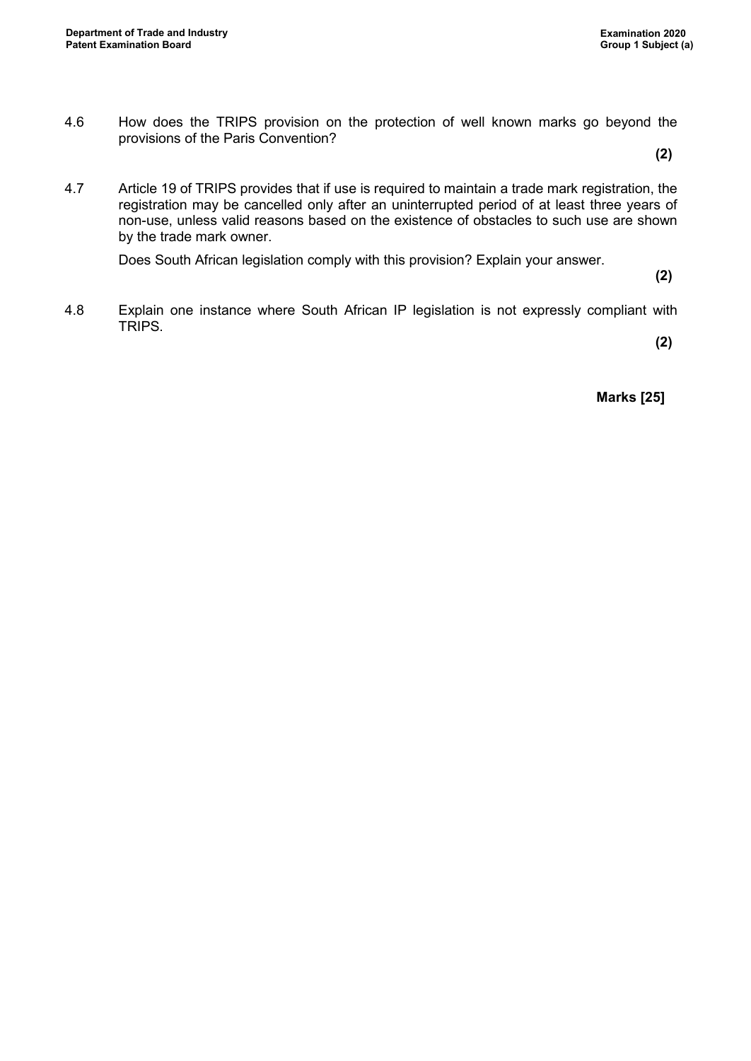4.6 How does the TRIPS provision on the protection of well known marks go beyond the provisions of the Paris Convention?

**(2)**

4.7 Article 19 of TRIPS provides that if use is required to maintain a trade mark registration, the registration may be cancelled only after an uninterrupted period of at least three years of non-use, unless valid reasons based on the existence of obstacles to such use are shown by the trade mark owner.

Does South African legislation comply with this provision? Explain your answer.

**(2)**

4.8 Explain one instance where South African IP legislation is not expressly compliant with TRIPS.

**(2)**

**Marks [25]**